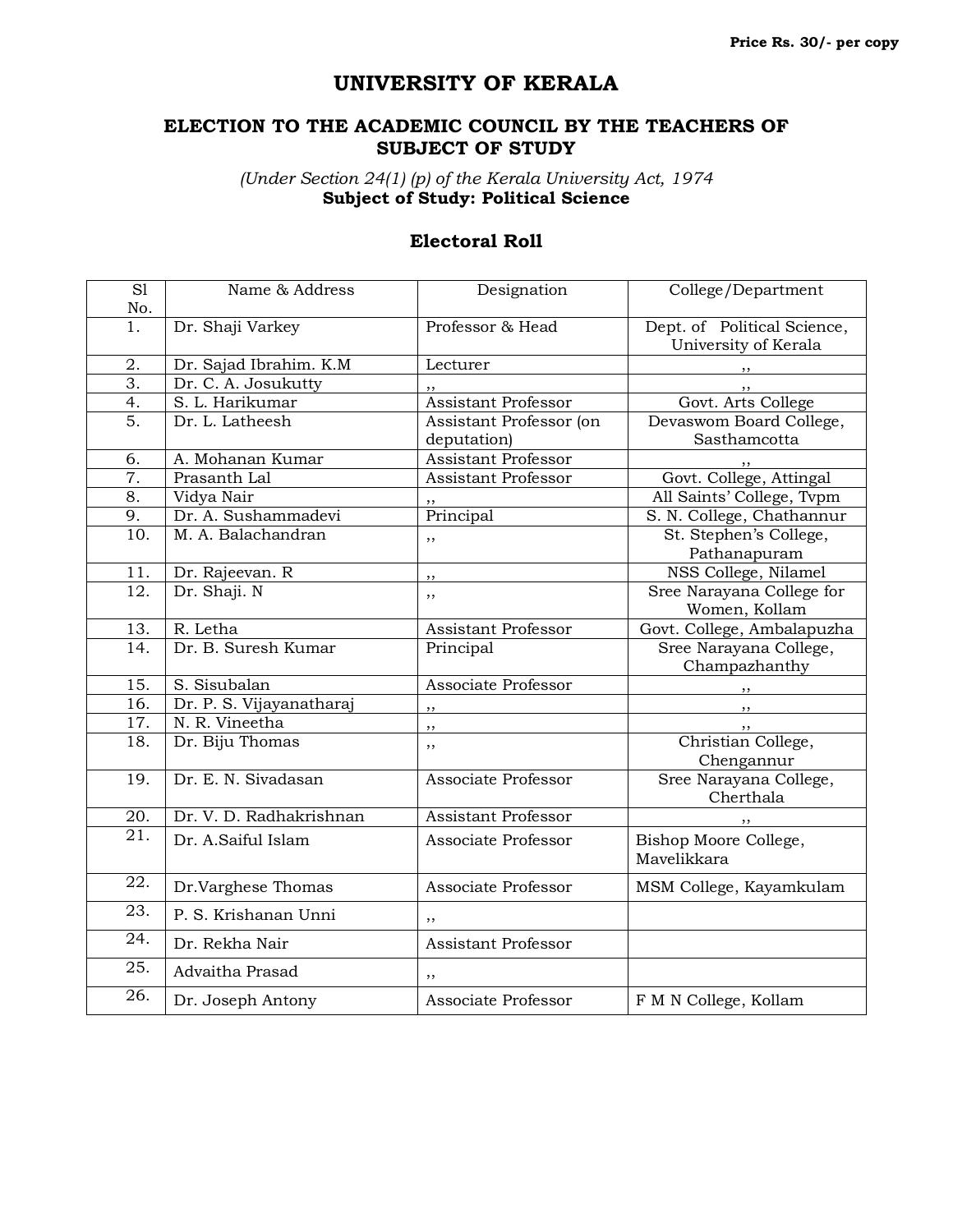Price Rs. 30/- per copy

# UNIVERSITY OF KERALA

## ELECTION TO THE ACADEMIC COUNCIL BY THE TEACHERS OF SUBJECT OF STUDY

*(Under Section 24(1) (p) of the Kerala University Act, 1974*

**Subject of Study: Political Science**

### Electoral Roll

| Sl No. | Name & Address | Designation | College/Department |
|---|---|---|---|
| 1. | Dr. Shaji Varkey | Professor & Head | Dept. of Political Science, University of Kerala |
| 2. | Dr. Sajad Ibrahim. K.M | Lecturer | ,, |
| 3. | Dr. C. A. Josukutty | ,, | ,, |
| 4. | S. L. Harikumar | Assistant Professor | Govt. Arts College |
| 5. | Dr. L. Latheesh | Assistant Professor (on deputation) | Devaswom Board College, Sasthamcotta |
| 6. | A. Mohanan Kumar | Assistant Professor | ,, |
| 7. | Prasanth Lal | Assistant Professor | Govt. College, Attingal |
| 8. | Vidya Nair | ,, | All Saints' College, Tvpm |
| 9. | Dr. A. Sushammadevi | Principal | S. N. College, Chathannur |
| 10. | M. A. Balachandran | ,, | St. Stephen's College, Pathanapuram |
| 11. | Dr. Rajeevan. R | ,, | NSS College, Nilamel |
| 12. | Dr. Shaji. N | ,, | Sree Narayana College for Women, Kollam |
| 13. | R. Letha | Assistant Professor | Govt. College, Ambalapuzha |
| 14. | Dr. B. Suresh Kumar | Principal | Sree Narayana College, Champazhanthy |
| 15. | S. Sisubalan | Associate Professor | ,, |
| 16. | Dr. P. S. Vijayanatharaj | ,, | ,, |
| 17. | N. R. Vineetha | ,, | ,, |
| 18. | Dr. Biju Thomas | ,, | Christian College, Chengannur |
| 19. | Dr. E. N. Sivadasan | Associate Professor | Sree Narayana College, Cherthala |
| 20. | Dr. V. D. Radhakrishnan | Assistant Professor | ,, |
| 21. | Dr. A.Saiful Islam | Associate Professor | Bishop Moore College, Mavelikkara |
| 22. | Dr.Varghese Thomas | Associate Professor | MSM College, Kayamkulam |
| 23. | P. S. Krishanan Unni | ,, | |
| 24. | Dr. Rekha Nair | Assistant Professor | |
| 25. | Advaitha Prasad | ,, | |
| 26. | Dr. Joseph Antony | Associate Professor | F M N College, Kollam |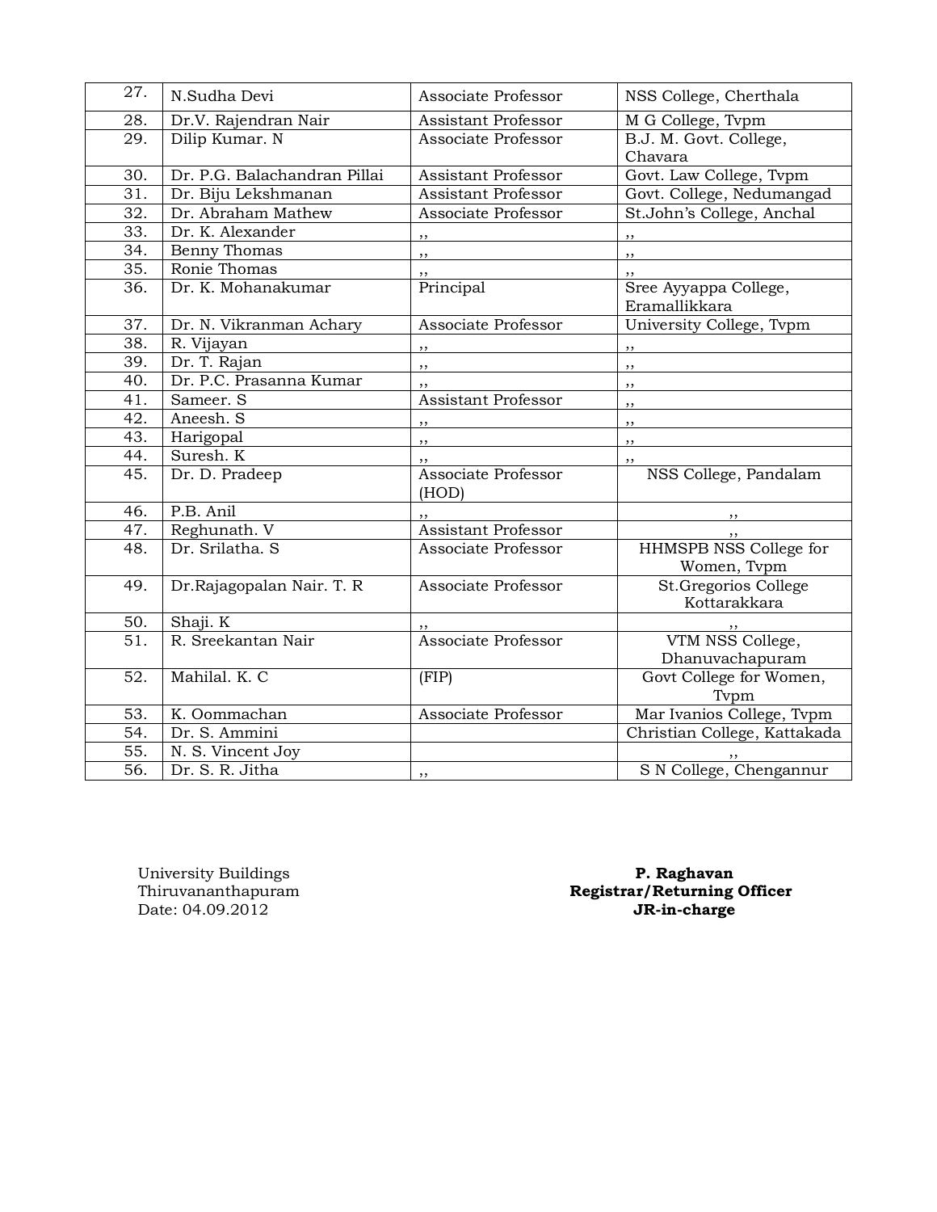| | | | |
|---|---|---|---|
| 27. | N.Sudha Devi | Associate Professor | NSS College, Cherthala |
| 28. | Dr.V. Rajendran Nair | Assistant Professor | M G College, Tvpm |
| 29. | Dilip Kumar. N | Associate Professor | B.J. M. Govt. College, Chavara |
| 30. | Dr. P.G. Balachandran Pillai | Assistant Professor | Govt. Law College, Tvpm |
| 31. | Dr. Biju Lekshmanan | Assistant Professor | Govt. College, Nedumangad |
| 32. | Dr. Abraham Mathew | Associate Professor | St.John's College, Anchal |
| 33. | Dr. K. Alexander | ,, | ,, |
| 34. | Benny Thomas | ,, | ,, |
| 35. | Ronie Thomas | ,, | ,, |
| 36. | Dr. K. Mohanakumar | Principal | Sree Ayyappa College, Eramallikkara |
| 37. | Dr. N. Vikranman Achary | Associate Professor | University College, Tvpm |
| 38. | R. Vijayan | ,, | ,, |
| 39. | Dr. T. Rajan | ,, | ,, |
| 40. | Dr. P.C. Prasanna Kumar | ,, | ,, |
| 41. | Sameer. S | Assistant Professor | ,, |
| 42. | Aneesh. S | ,, | ,, |
| 43. | Harigopal | ,, | ,, |
| 44. | Suresh. K | ,, | ,, |
| 45. | Dr. D. Pradeep | Associate Professor (HOD) | NSS College, Pandalam |
| 46. | P.B. Anil | ,, | ,, |
| 47. | Reghunath. V | Assistant Professor | ,, |
| 48. | Dr. Srilatha. S | Associate Professor | HHMSPB NSS College for Women, Tvpm |
| 49. | Dr.Rajagopalan Nair. T. R | Associate Professor | St.Gregorios College Kottarakkara |
| 50. | Shaji. K | ,, | ,, |
| 51. | R. Sreekantan Nair | Associate Professor | VTM NSS College, Dhanuvachapuram |
| 52. | Mahilal. K. C | (FIP) | Govt College for Women, Tvpm |
| 53. | K. Oommachan | Associate Professor | Mar Ivanios College, Tvpm |
| 54. | Dr. S. Ammini | | Christian College, Kattakada |
| 55. | N. S. Vincent Joy | | ,, |
| 56. | Dr. S. R. Jitha | ,, | S N College, Chengannur |

University Buildings
Thiruvananthapuram
Date: 04.09.2012

**P. Raghavan**
**Registrar/Returning Officer**
**JR-in-charge**